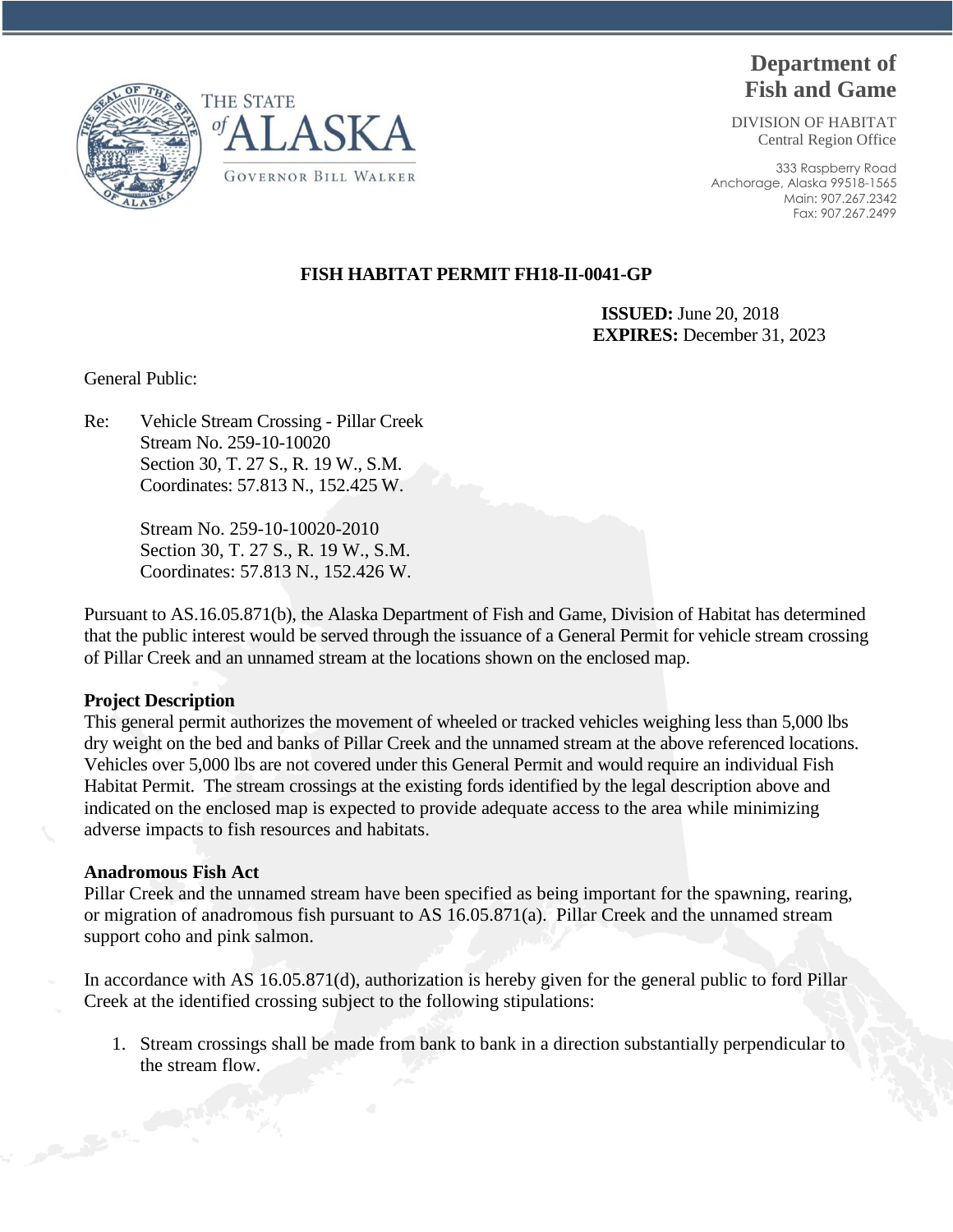THE STATE of ALASKA

GOVERNOR BILL WALKER

**Department of Fish and Game**

DIVISION OF HABITAT
Central Region Office

333 Raspberry Road
Anchorage, Alaska 99518-1565
Main: 907.267.2342
Fax: 907.267.2499

**FISH HABITAT PERMIT FH18-II-0041-GP**

**ISSUED:** June 20, 2018
**EXPIRES:** December 31, 2023

General Public:

Re: Vehicle Stream Crossing - Pillar Creek
Stream No. 259-10-10020
Section 30, T. 27 S., R. 19 W., S.M.
Coordinates: 57.813 N., 152.425 W.

Stream No. 259-10-10020-2010
Section 30, T. 27 S., R. 19 W., S.M.
Coordinates: 57.813 N., 152.426 W.

Pursuant to AS.16.05.871(b), the Alaska Department of Fish and Game, Division of Habitat has determined that the public interest would be served through the issuance of a General Permit for vehicle stream crossing of Pillar Creek and an unnamed stream at the locations shown on the enclosed map.

**Project Description**

This general permit authorizes the movement of wheeled or tracked vehicles weighing less than 5,000 lbs dry weight on the bed and banks of Pillar Creek and the unnamed stream at the above referenced locations. Vehicles over 5,000 lbs are not covered under this General Permit and would require an individual Fish Habitat Permit. The stream crossings at the existing fords identified by the legal description above and indicated on the enclosed map is expected to provide adequate access to the area while minimizing adverse impacts to fish resources and habitats.

**Anadromous Fish Act**

Pillar Creek and the unnamed stream have been specified as being important for the spawning, rearing, or migration of anadromous fish pursuant to AS 16.05.871(a). Pillar Creek and the unnamed stream support coho and pink salmon.

In accordance with AS 16.05.871(d), authorization is hereby given for the general public to ford Pillar Creek at the identified crossing subject to the following stipulations:

1. Stream crossings shall be made from bank to bank in a direction substantially perpendicular to the stream flow.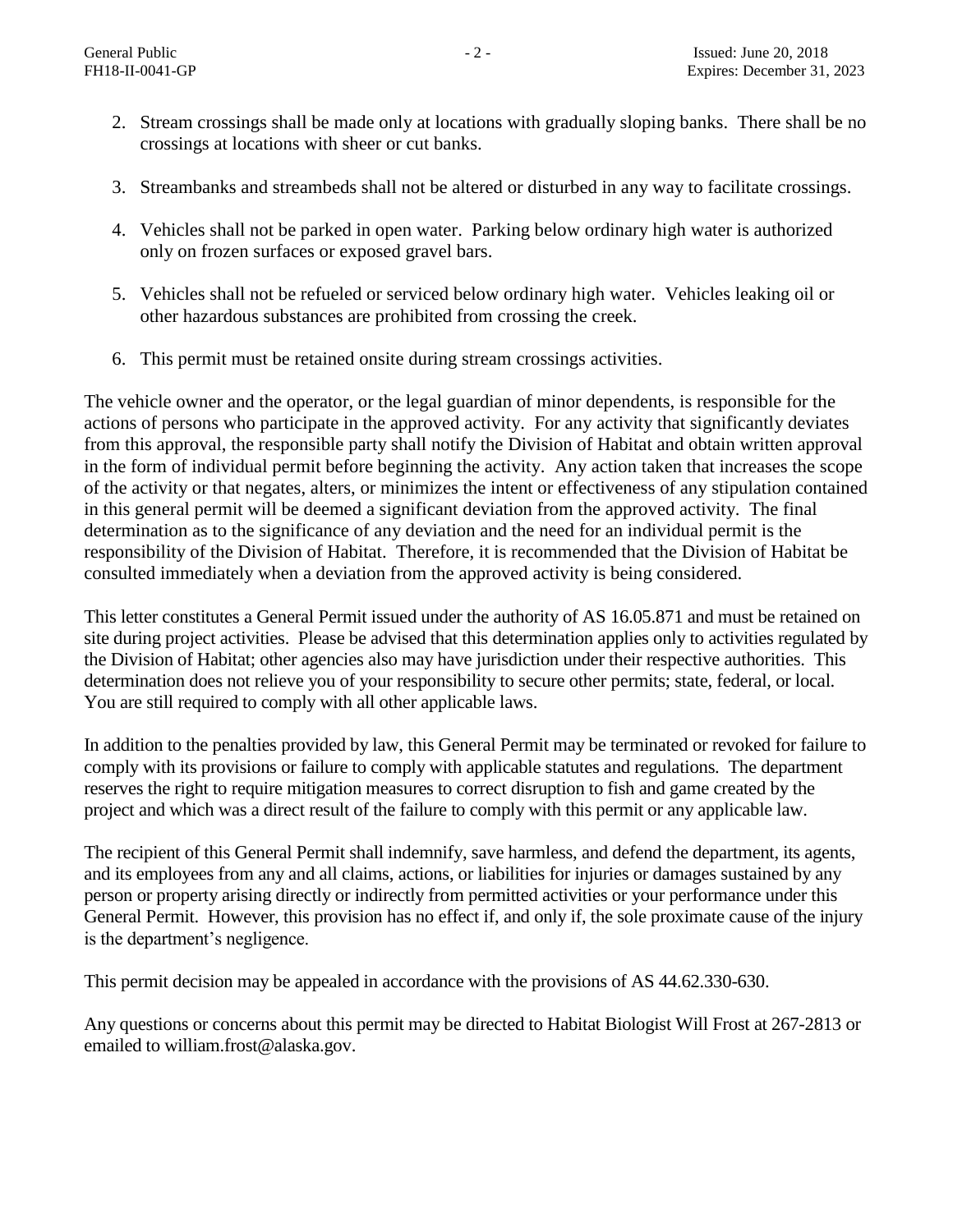2. Stream crossings shall be made only at locations with gradually sloping banks. There shall be no crossings at locations with sheer or cut banks.

3. Streambanks and streambeds shall not be altered or disturbed in any way to facilitate crossings.

4. Vehicles shall not be parked in open water. Parking below ordinary high water is authorized only on frozen surfaces or exposed gravel bars.

5. Vehicles shall not be refueled or serviced below ordinary high water. Vehicles leaking oil or other hazardous substances are prohibited from crossing the creek.

6. This permit must be retained onsite during stream crossings activities.

The vehicle owner and the operator, or the legal guardian of minor dependents, is responsible for the actions of persons who participate in the approved activity. For any activity that significantly deviates from this approval, the responsible party shall notify the Division of Habitat and obtain written approval in the form of individual permit before beginning the activity. Any action taken that increases the scope of the activity or that negates, alters, or minimizes the intent or effectiveness of any stipulation contained in this general permit will be deemed a significant deviation from the approved activity. The final determination as to the significance of any deviation and the need for an individual permit is the responsibility of the Division of Habitat. Therefore, it is recommended that the Division of Habitat be consulted immediately when a deviation from the approved activity is being considered.

This letter constitutes a General Permit issued under the authority of AS 16.05.871 and must be retained on site during project activities. Please be advised that this determination applies only to activities regulated by the Division of Habitat; other agencies also may have jurisdiction under their respective authorities. This determination does not relieve you of your responsibility to secure other permits; state, federal, or local. You are still required to comply with all other applicable laws.

In addition to the penalties provided by law, this General Permit may be terminated or revoked for failure to comply with its provisions or failure to comply with applicable statutes and regulations. The department reserves the right to require mitigation measures to correct disruption to fish and game created by the project and which was a direct result of the failure to comply with this permit or any applicable law.

The recipient of this General Permit shall indemnify, save harmless, and defend the department, its agents, and its employees from any and all claims, actions, or liabilities for injuries or damages sustained by any person or property arising directly or indirectly from permitted activities or your performance under this General Permit. However, this provision has no effect if, and only if, the sole proximate cause of the injury is the department's negligence.

This permit decision may be appealed in accordance with the provisions of AS 44.62.330-630.

Any questions or concerns about this permit may be directed to Habitat Biologist Will Frost at 267-2813 or emailed to william.frost@alaska.gov.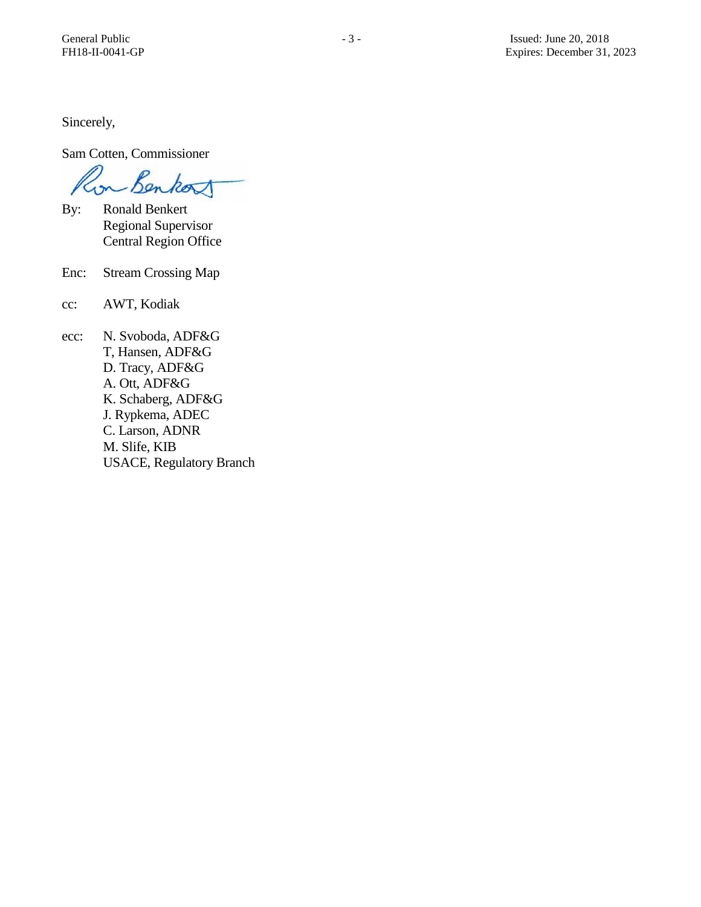Sincerely,

Sam Cotten, Commissioner

By: Ronald Benkert
Regional Supervisor
Central Region Office

Enc: Stream Crossing Map

cc: AWT, Kodiak

ecc: N. Svoboda, ADF&G
T, Hansen, ADF&G
D. Tracy, ADF&G
A. Ott, ADF&G
K. Schaberg, ADF&G
J. Rypkema, ADEC
C. Larson, ADNR
M. Slife, KIB
USACE, Regulatory Branch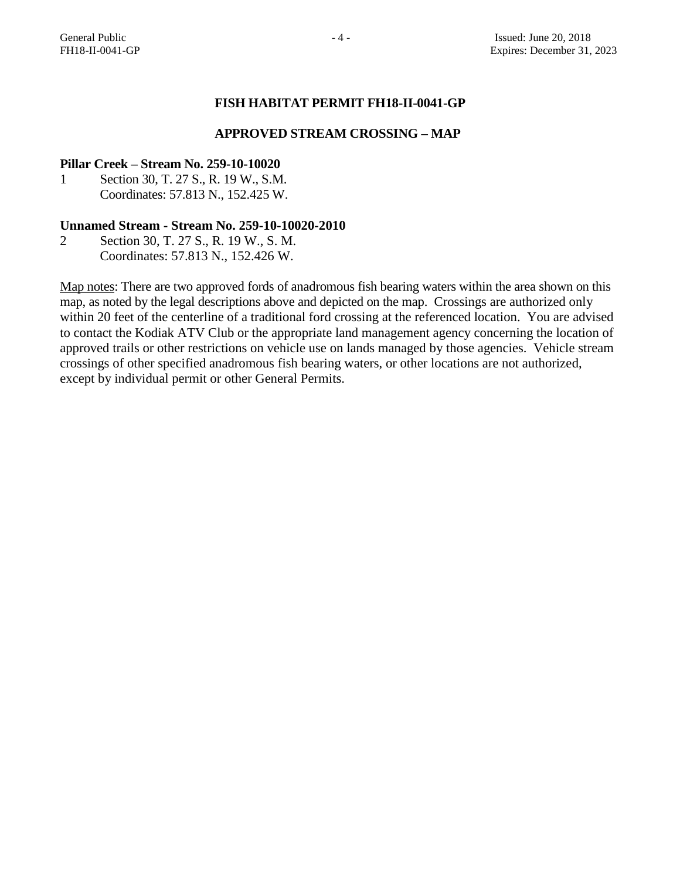## FISH HABITAT PERMIT FH18-II-0041-GP

## APPROVED STREAM CROSSING – MAP

**Pillar Creek – Stream No. 259-10-10020**

1 Section 30, T. 27 S., R. 19 W., S.M.
Coordinates: 57.813 N., 152.425 W.

**Unnamed Stream - Stream No. 259-10-10020-2010**

2 Section 30, T. 27 S., R. 19 W., S. M.
Coordinates: 57.813 N., 152.426 W.

Map notes: There are two approved fords of anadromous fish bearing waters within the area shown on this map, as noted by the legal descriptions above and depicted on the map. Crossings are authorized only within 20 feet of the centerline of a traditional ford crossing at the referenced location. You are advised to contact the Kodiak ATV Club or the appropriate land management agency concerning the location of approved trails or other restrictions on vehicle use on lands managed by those agencies. Vehicle stream crossings of other specified anadromous fish bearing waters, or other locations are not authorized, except by individual permit or other General Permits.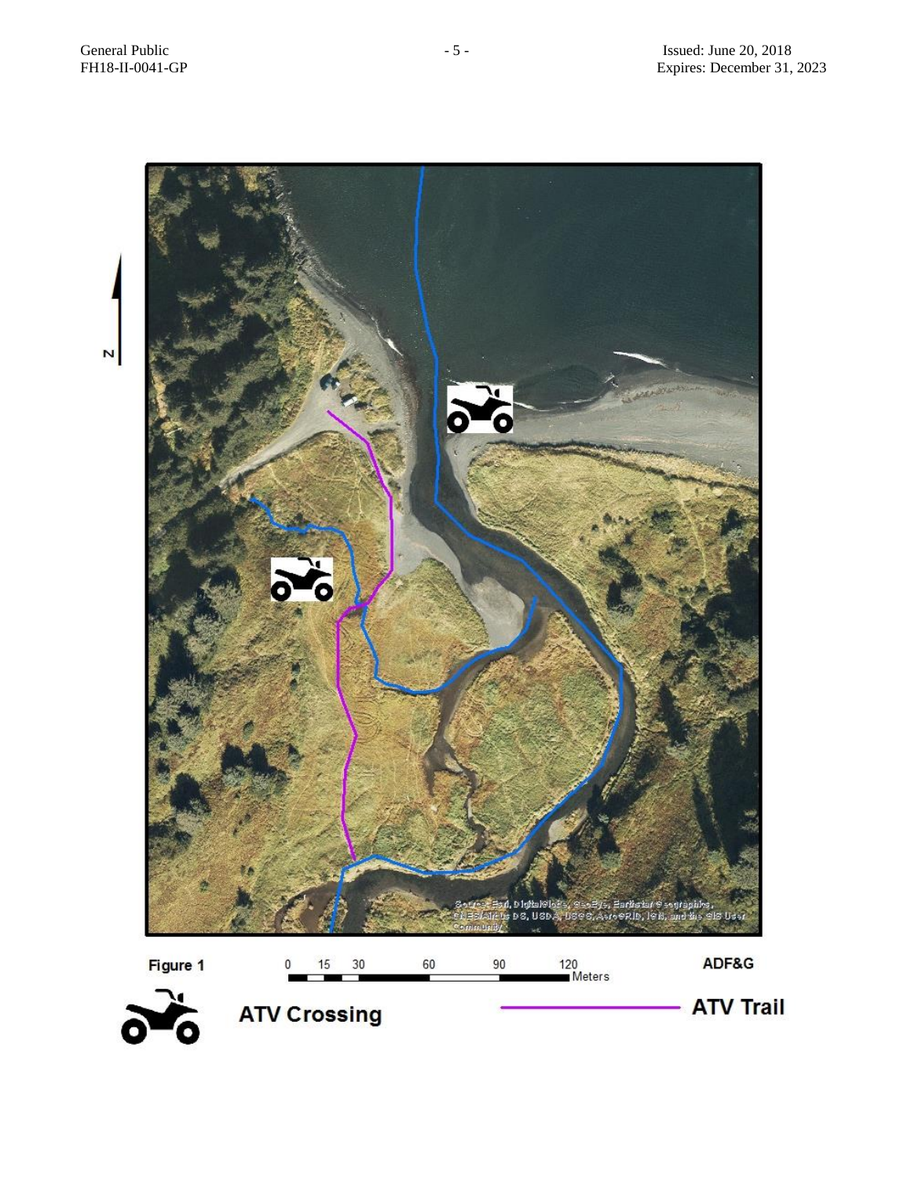N

Source: Esri, DigitalGlobe, GeoEye, Earthstar Geographics, CNES/Airbus DS, USDA, USGS, AeroGRID, IGN, and the GIS User Community

Figure 1

0 15 30 60 90 120 Meters

ADF&G

ATV Crossing

ATV Trail